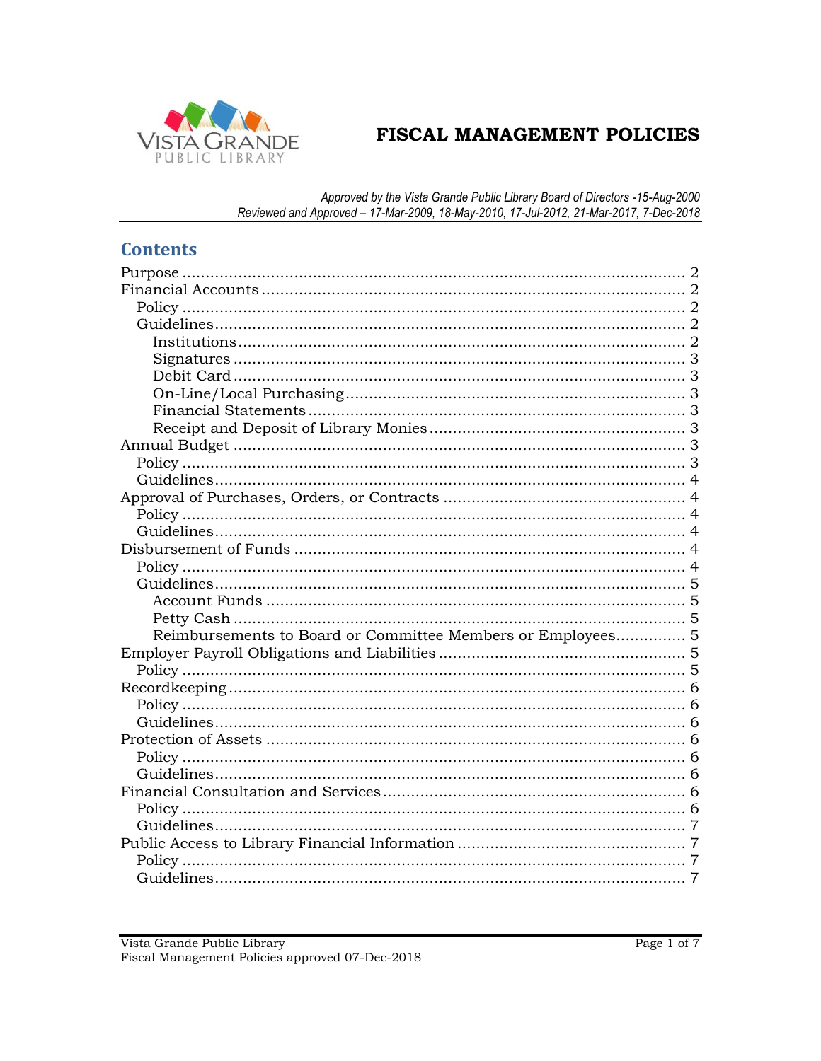VISTA GRANDE
PUBLIC LIBRARY

# FISCAL MANAGEMENT POLICIES

*Approved by the Vista Grande Public Library Board of Directors -15-Aug-2000*
*Reviewed and Approved – 17-Mar-2009, 18-May-2010, 17-Jul-2012, 21-Mar-2017, 7-Dec-2018*

## Contents

- Purpose ........ 2
- Financial Accounts ........ 2
  - Policy ........ 2
  - Guidelines ........ 2
    - Institutions ........ 2
    - Signatures ........ 3
    - Debit Card ........ 3
    - On-Line/Local Purchasing ........ 3
    - Financial Statements ........ 3
    - Receipt and Deposit of Library Monies ........ 3
- Annual Budget ........ 3
  - Policy ........ 3
  - Guidelines ........ 4
- Approval of Purchases, Orders, or Contracts ........ 4
  - Policy ........ 4
  - Guidelines ........ 4
- Disbursement of Funds ........ 4
  - Policy ........ 4
  - Guidelines ........ 5
    - Account Funds ........ 5
    - Petty Cash ........ 5
    - Reimbursements to Board or Committee Members or Employees ........ 5
- Employer Payroll Obligations and Liabilities ........ 5
  - Policy ........ 5
- Recordkeeping ........ 6
  - Policy ........ 6
  - Guidelines ........ 6
- Protection of Assets ........ 6
  - Policy ........ 6
  - Guidelines ........ 6
- Financial Consultation and Services ........ 6
  - Policy ........ 6
  - Guidelines ........ 7
- Public Access to Library Financial Information ........ 7
  - Policy ........ 7
  - Guidelines ........ 7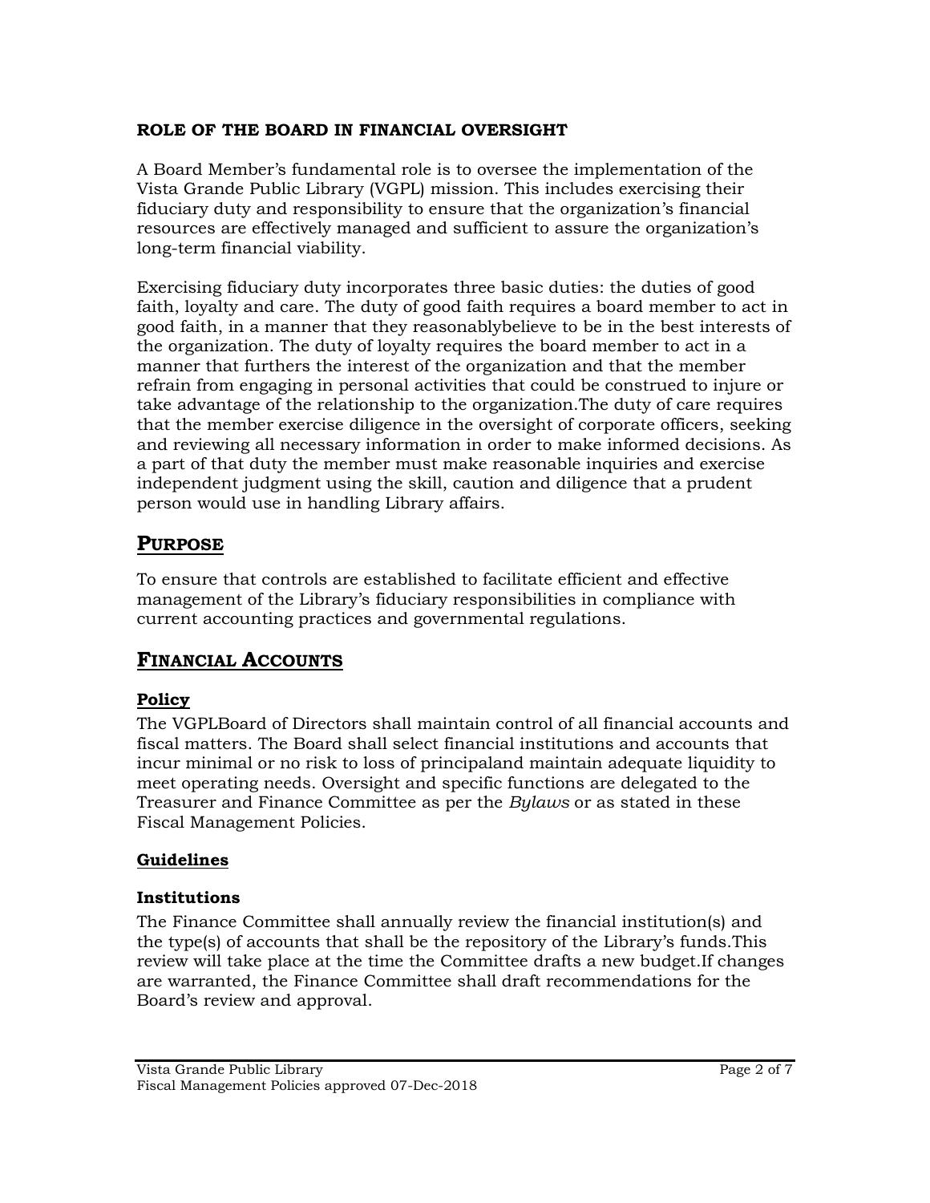**ROLE OF THE BOARD IN FINANCIAL OVERSIGHT**

A Board Member's fundamental role is to oversee the implementation of the Vista Grande Public Library (VGPL) mission. This includes exercising their fiduciary duty and responsibility to ensure that the organization's financial resources are effectively managed and sufficient to assure the organization's long-term financial viability.

Exercising fiduciary duty incorporates three basic duties: the duties of good faith, loyalty and care. The duty of good faith requires a board member to act in good faith, in a manner that they reasonablybelieve to be in the best interests of the organization. The duty of loyalty requires the board member to act in a manner that furthers the interest of the organization and that the member refrain from engaging in personal activities that could be construed to injure or take advantage of the relationship to the organization.The duty of care requires that the member exercise diligence in the oversight of corporate officers, seeking and reviewing all necessary information in order to make informed decisions. As a part of that duty the member must make reasonable inquiries and exercise independent judgment using the skill, caution and diligence that a prudent person would use in handling Library affairs.

## PURPOSE

To ensure that controls are established to facilitate efficient and effective management of the Library's fiduciary responsibilities in compliance with current accounting practices and governmental regulations.

## FINANCIAL ACCOUNTS

### Policy

The VGPLBoard of Directors shall maintain control of all financial accounts and fiscal matters. The Board shall select financial institutions and accounts that incur minimal or no risk to loss of principaland maintain adequate liquidity to meet operating needs. Oversight and specific functions are delegated to the Treasurer and Finance Committee as per the *Bylaws* or as stated in these Fiscal Management Policies.

### Guidelines

#### Institutions

The Finance Committee shall annually review the financial institution(s) and the type(s) of accounts that shall be the repository of the Library's funds.This review will take place at the time the Committee drafts a new budget.If changes are warranted, the Finance Committee shall draft recommendations for the Board's review and approval.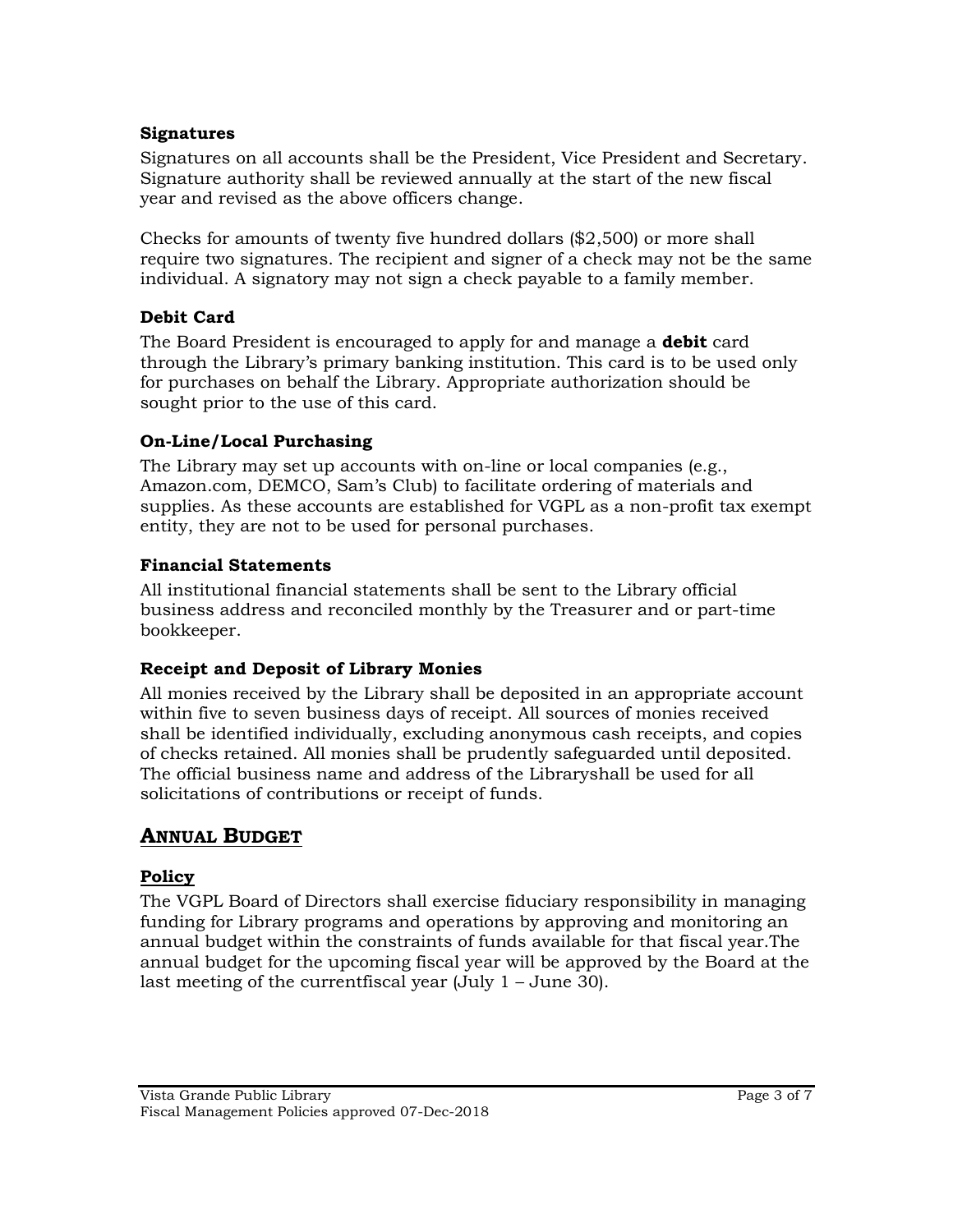### Signatures

Signatures on all accounts shall be the President, Vice President and Secretary. Signature authority shall be reviewed annually at the start of the new fiscal year and revised as the above officers change.

Checks for amounts of twenty five hundred dollars ($2,500) or more shall require two signatures. The recipient and signer of a check may not be the same individual. A signatory may not sign a check payable to a family member.

### Debit Card

The Board President is encouraged to apply for and manage a **debit** card through the Library's primary banking institution. This card is to be used only for purchases on behalf the Library. Appropriate authorization should be sought prior to the use of this card.

### On-Line/Local Purchasing

The Library may set up accounts with on-line or local companies (e.g., Amazon.com, DEMCO, Sam's Club) to facilitate ordering of materials and supplies. As these accounts are established for VGPL as a non-profit tax exempt entity, they are not to be used for personal purchases.

### Financial Statements

All institutional financial statements shall be sent to the Library official business address and reconciled monthly by the Treasurer and or part-time bookkeeper.

### Receipt and Deposit of Library Monies

All monies received by the Library shall be deposited in an appropriate account within five to seven business days of receipt. All sources of monies received shall be identified individually, excluding anonymous cash receipts, and copies of checks retained. All monies shall be prudently safeguarded until deposited. The official business name and address of the Libraryshall be used for all solicitations of contributions or receipt of funds.

## ANNUAL BUDGET

### Policy

The VGPL Board of Directors shall exercise fiduciary responsibility in managing funding for Library programs and operations by approving and monitoring an annual budget within the constraints of funds available for that fiscal year.The annual budget for the upcoming fiscal year will be approved by the Board at the last meeting of the currentfiscal year (July 1 – June 30).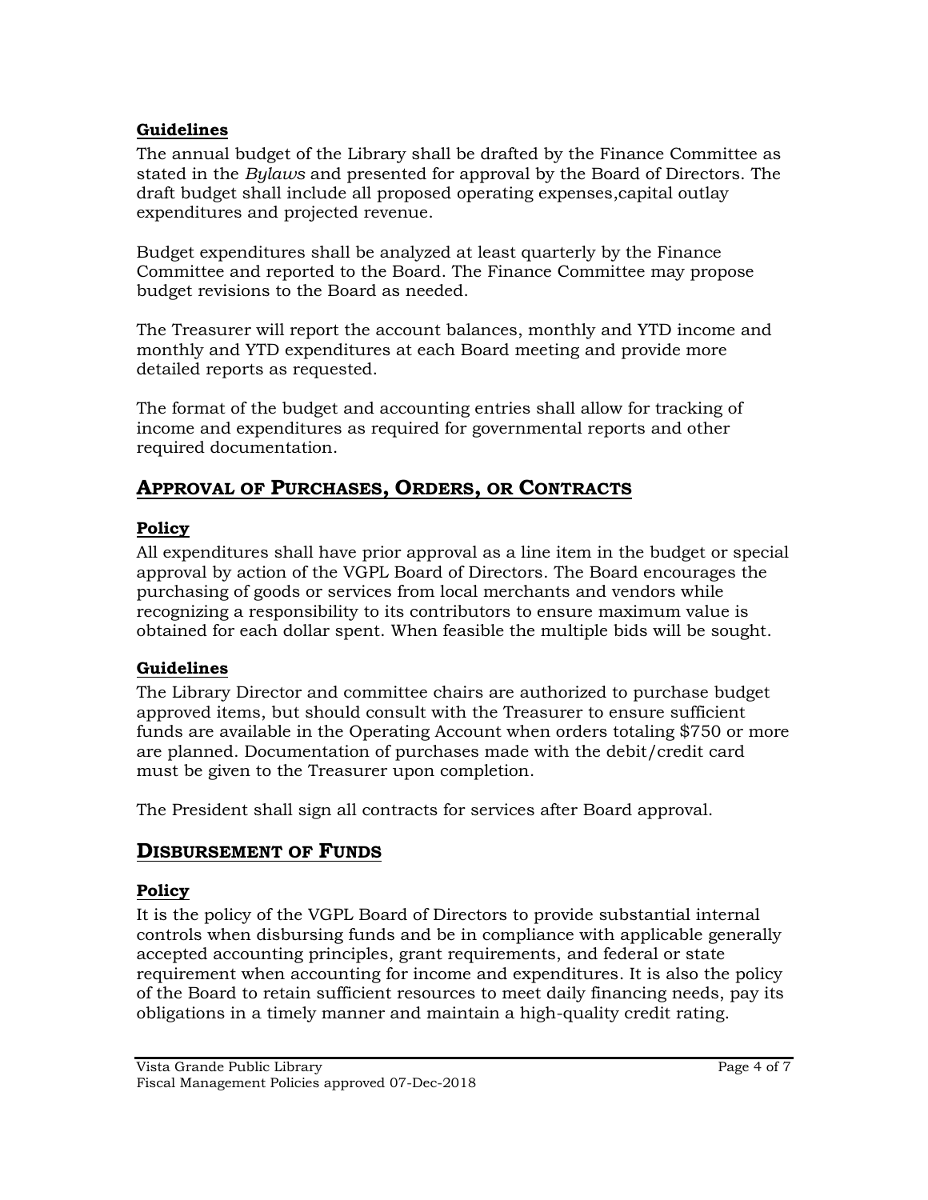### Guidelines

The annual budget of the Library shall be drafted by the Finance Committee as stated in the *Bylaws* and presented for approval by the Board of Directors. The draft budget shall include all proposed operating expenses,capital outlay expenditures and projected revenue.

Budget expenditures shall be analyzed at least quarterly by the Finance Committee and reported to the Board. The Finance Committee may propose budget revisions to the Board as needed.

The Treasurer will report the account balances, monthly and YTD income and monthly and YTD expenditures at each Board meeting and provide more detailed reports as requested.

The format of the budget and accounting entries shall allow for tracking of income and expenditures as required for governmental reports and other required documentation.

## APPROVAL OF PURCHASES, ORDERS, OR CONTRACTS

### Policy

All expenditures shall have prior approval as a line item in the budget or special approval by action of the VGPL Board of Directors. The Board encourages the purchasing of goods or services from local merchants and vendors while recognizing a responsibility to its contributors to ensure maximum value is obtained for each dollar spent. When feasible the multiple bids will be sought.

### Guidelines

The Library Director and committee chairs are authorized to purchase budget approved items, but should consult with the Treasurer to ensure sufficient funds are available in the Operating Account when orders totaling $750 or more are planned. Documentation of purchases made with the debit/credit card must be given to the Treasurer upon completion.

The President shall sign all contracts for services after Board approval.

## DISBURSEMENT OF FUNDS

### Policy

It is the policy of the VGPL Board of Directors to provide substantial internal controls when disbursing funds and be in compliance with applicable generally accepted accounting principles, grant requirements, and federal or state requirement when accounting for income and expenditures. It is also the policy of the Board to retain sufficient resources to meet daily financing needs, pay its obligations in a timely manner and maintain a high-quality credit rating.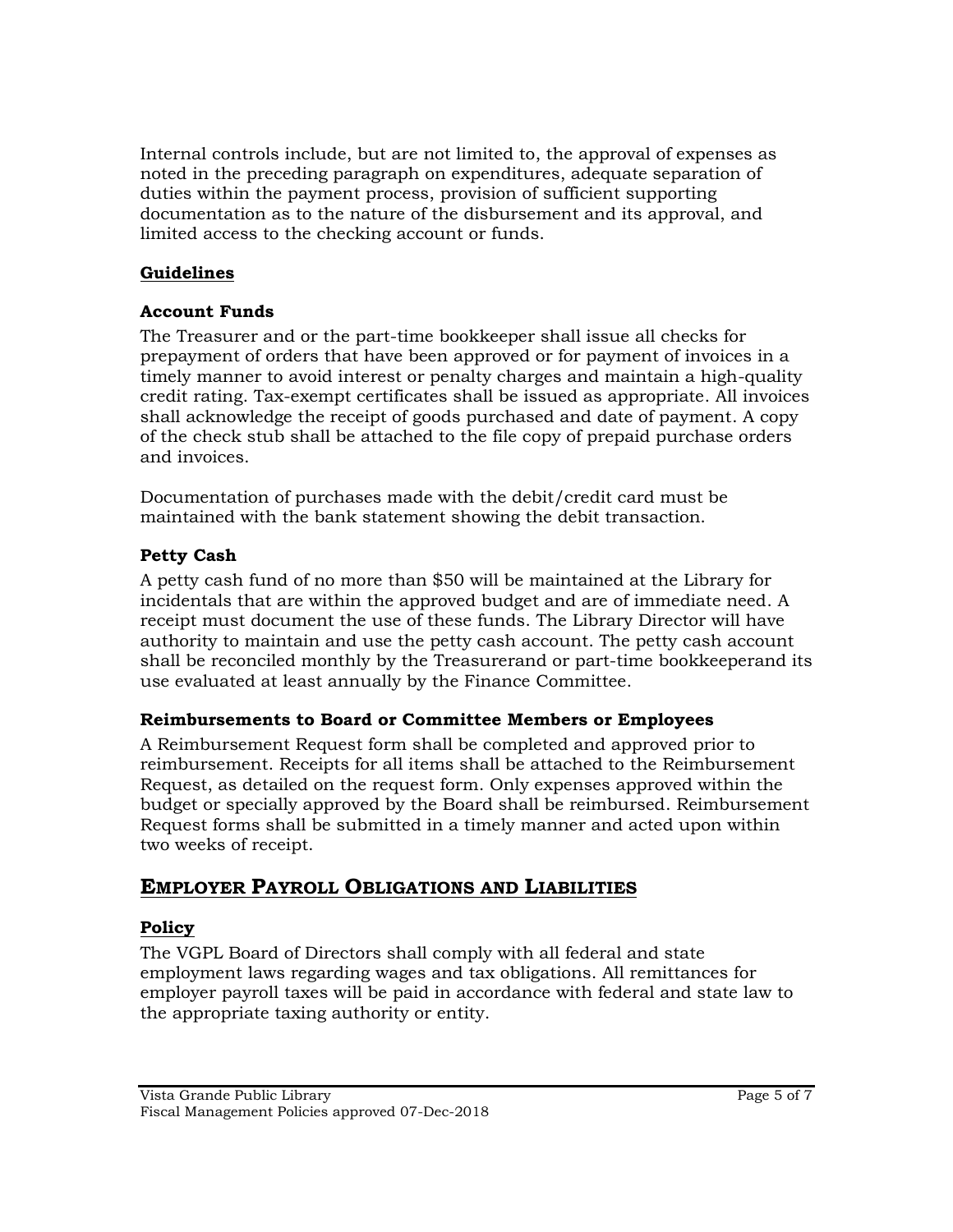Internal controls include, but are not limited to, the approval of expenses as noted in the preceding paragraph on expenditures, adequate separation of duties within the payment process, provision of sufficient supporting documentation as to the nature of the disbursement and its approval, and limited access to the checking account or funds.

### Guidelines

#### Account Funds

The Treasurer and or the part-time bookkeeper shall issue all checks for prepayment of orders that have been approved or for payment of invoices in a timely manner to avoid interest or penalty charges and maintain a high-quality credit rating. Tax-exempt certificates shall be issued as appropriate. All invoices shall acknowledge the receipt of goods purchased and date of payment. A copy of the check stub shall be attached to the file copy of prepaid purchase orders and invoices.

Documentation of purchases made with the debit/credit card must be maintained with the bank statement showing the debit transaction.

#### Petty Cash

A petty cash fund of no more than $50 will be maintained at the Library for incidentals that are within the approved budget and are of immediate need. A receipt must document the use of these funds. The Library Director will have authority to maintain and use the petty cash account. The petty cash account shall be reconciled monthly by the Treasurerand or part-time bookkeeperand its use evaluated at least annually by the Finance Committee.

#### Reimbursements to Board or Committee Members or Employees

A Reimbursement Request form shall be completed and approved prior to reimbursement. Receipts for all items shall be attached to the Reimbursement Request, as detailed on the request form. Only expenses approved within the budget or specially approved by the Board shall be reimbursed. Reimbursement Request forms shall be submitted in a timely manner and acted upon within two weeks of receipt.

## Employer Payroll Obligations and Liabilities

### Policy

The VGPL Board of Directors shall comply with all federal and state employment laws regarding wages and tax obligations. All remittances for employer payroll taxes will be paid in accordance with federal and state law to the appropriate taxing authority or entity.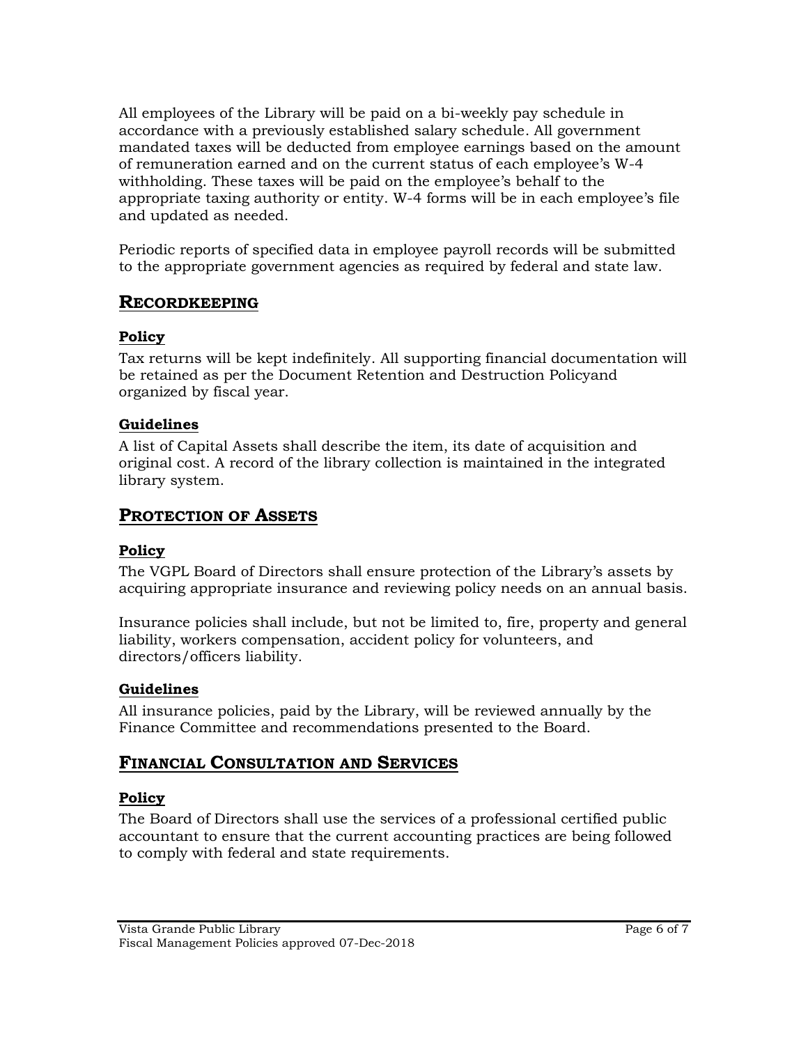All employees of the Library will be paid on a bi-weekly pay schedule in accordance with a previously established salary schedule. All government mandated taxes will be deducted from employee earnings based on the amount of remuneration earned and on the current status of each employee's W-4 withholding. These taxes will be paid on the employee's behalf to the appropriate taxing authority or entity. W-4 forms will be in each employee's file and updated as needed.

Periodic reports of specified data in employee payroll records will be submitted to the appropriate government agencies as required by federal and state law.

## RECORDKEEPING

### Policy

Tax returns will be kept indefinitely. All supporting financial documentation will be retained as per the Document Retention and Destruction Policyand organized by fiscal year.

### Guidelines

A list of Capital Assets shall describe the item, its date of acquisition and original cost. A record of the library collection is maintained in the integrated library system.

## PROTECTION OF ASSETS

### Policy

The VGPL Board of Directors shall ensure protection of the Library's assets by acquiring appropriate insurance and reviewing policy needs on an annual basis.

Insurance policies shall include, but not be limited to, fire, property and general liability, workers compensation, accident policy for volunteers, and directors/officers liability.

### Guidelines

All insurance policies, paid by the Library, will be reviewed annually by the Finance Committee and recommendations presented to the Board.

## FINANCIAL CONSULTATION AND SERVICES

### Policy

The Board of Directors shall use the services of a professional certified public accountant to ensure that the current accounting practices are being followed to comply with federal and state requirements.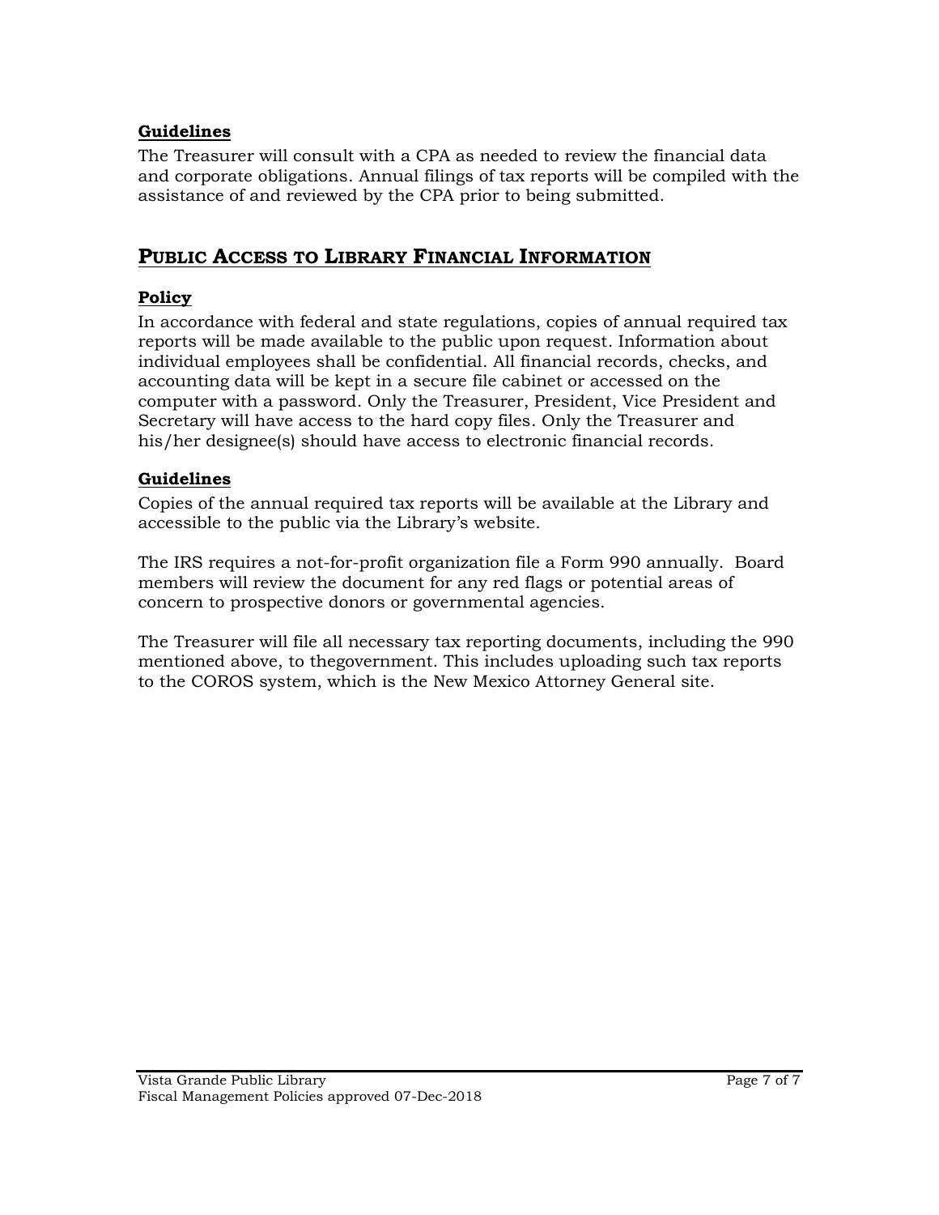### Guidelines

The Treasurer will consult with a CPA as needed to review the financial data and corporate obligations. Annual filings of tax reports will be compiled with the assistance of and reviewed by the CPA prior to being submitted.

## PUBLIC ACCESS TO LIBRARY FINANCIAL INFORMATION

### Policy

In accordance with federal and state regulations, copies of annual required tax reports will be made available to the public upon request. Information about individual employees shall be confidential. All financial records, checks, and accounting data will be kept in a secure file cabinet or accessed on the computer with a password. Only the Treasurer, President, Vice President and Secretary will have access to the hard copy files. Only the Treasurer and his/her designee(s) should have access to electronic financial records.

### Guidelines

Copies of the annual required tax reports will be available at the Library and accessible to the public via the Library's website.

The IRS requires a not-for-profit organization file a Form 990 annually. Board members will review the document for any red flags or potential areas of concern to prospective donors or governmental agencies.

The Treasurer will file all necessary tax reporting documents, including the 990 mentioned above, to thegovernment. This includes uploading such tax reports to the COROS system, which is the New Mexico Attorney General site.